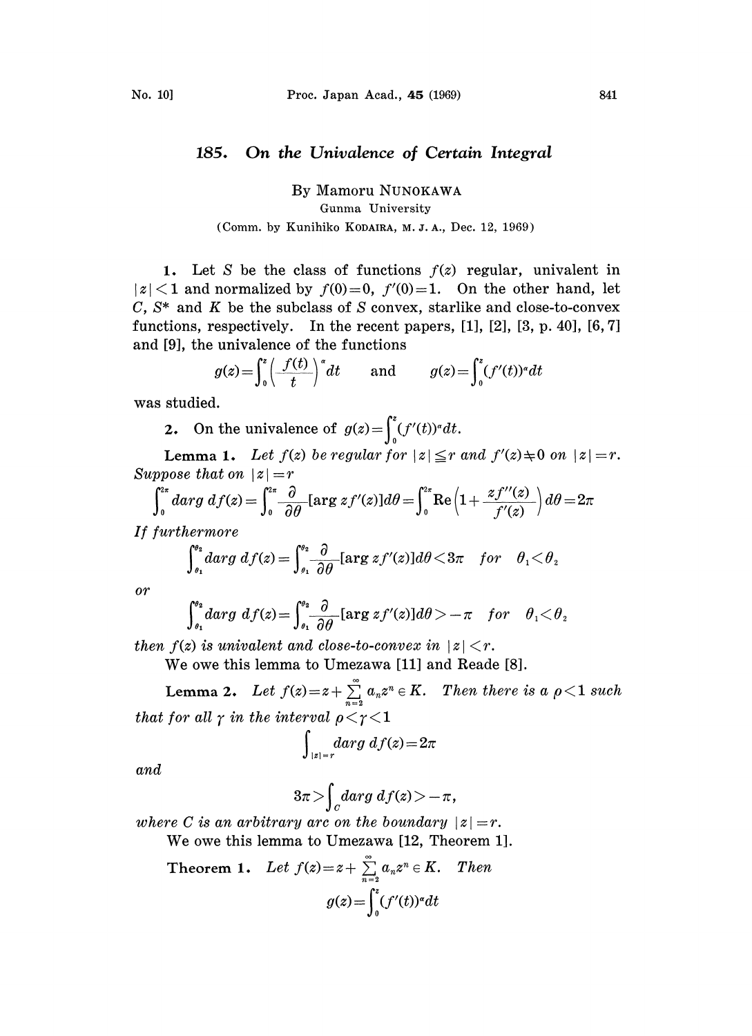# 185. On the Univalence of Certain Integral

By Mamoru NUNOKAWA

Gunma University

(Comm. by Kunihiko KODAIRA, M. J. A., Dec. 12, 1969)

**1.** Let $S$ be the class of functions $f(z)$ regular, univalent in $|z|<1$ and normalized by $f(0)=0$, $f'(0)=1$. On the other hand, let $C$, $S^*$ and $K$ be the subclass of $S$ convex, starlike and close-to-convex functions, respectively. In the recent papers, [1], [2], [3, p. 40], [6, 7] and [9], the univalence of the functions

$$g(z)=\int_0^z \left(\frac{f(t)}{t}\right)^\alpha dt \qquad \text{and} \qquad g(z)=\int_0^z (f'(t))^\alpha dt$$

was studied.

**2.** On the univalence of $g(z)=\int_0^z (f'(t))^\alpha dt$.

**Lemma 1.** *Let $f(z)$ be regular for $|z|\leqq r$ and $f'(z)\neq 0$ on $|z|=r$. Suppose that on $|z|=r$*

$$\int_0^{2\pi} d\arg df(z)=\int_0^{2\pi}\frac{\partial}{\partial\theta}[\arg zf'(z)]d\theta=\int_0^{2\pi}\mathrm{Re}\left(1+\frac{zf''(z)}{f'(z)}\right)d\theta=2\pi$$

*If furthermore*

$$\int_{\theta_1}^{\theta_2} d\arg df(z)=\int_{\theta_1}^{\theta_2}\frac{\partial}{\partial\theta}[\arg zf'(z)]d\theta<3\pi \quad \text{for} \quad \theta_1<\theta_2$$

*or*

$$\int_{\theta_1}^{\theta_2} d\arg df(z)=\int_{\theta_1}^{\theta_2}\frac{\partial}{\partial\theta}[\arg zf'(z)]d\theta>-\pi \quad \text{for} \quad \theta_1<\theta_2$$

*then $f(z)$ is univalent and close-to-convex in $|z|<r$.*

We owe this lemma to Umezawa [11] and Reade [8].

**Lemma 2.** *Let $f(z)=z+\sum_{n=2}^{\infty}a_nz^n\in K$. Then there is a $\rho<1$ such that for all $\gamma$ in the interval $\rho<\gamma<1$*

$$\int_{|z|=r} d\arg df(z)=2\pi$$

*and*

$$3\pi>\int_C d\arg df(z)>-\pi,$$

*where $C$ is an arbitrary arc on the boundary $|z|=r$.*

We owe this lemma to Umezawa [12, Theorem 1].

**Theorem 1.** *Let $f(z)=z+\sum_{n=2}^{\infty}a_nz^n\in K$. Then*

$$g(z)=\int_0^z (f'(t))^\alpha dt$$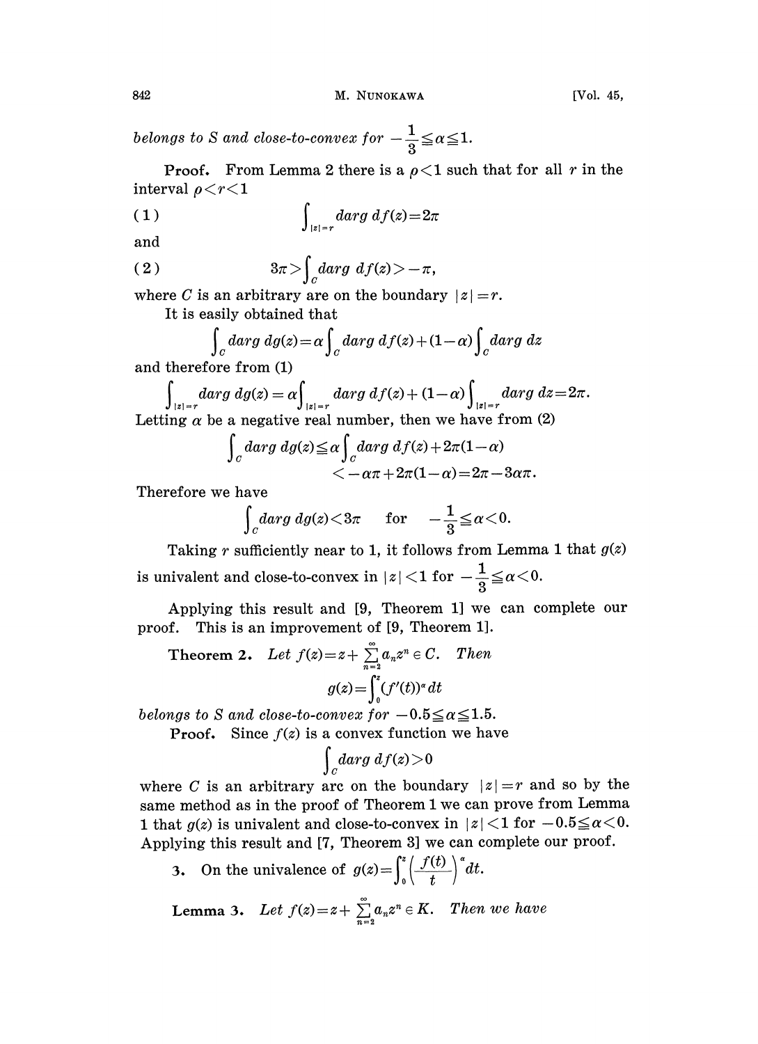*belongs to S and close-to-convex for* $-\frac{1}{3} \leqq \alpha \leqq 1$.

**Proof.** From Lemma 2 there is a $\rho < 1$ such that for all $r$ in the interval $\rho < r < 1$

$$\int_{|z|=r} darg\ df(z) = 2\pi \tag{1}$$

and

$$3\pi > \int_C darg\ df(z) > -\pi, \tag{2}$$

where $C$ is an arbitrary are on the boundary $|z| = r$.

It is easily obtained that

$$\int_C darg\ dg(z) = \alpha \int_C darg\ df(z) + (1-\alpha) \int_C darg\ dz$$

and therefore from (1)

$$\int_{|z|=r} darg\ dg(z) = \alpha \int_{|z|=r} darg\ df(z) + (1-\alpha) \int_{|z|=r} darg\ dz = 2\pi.$$

Letting $\alpha$ be a negative real number, then we have from (2)

$$\int_C darg\ dg(z) \leqq \alpha \int_C darg\ df(z) + 2\pi(1-\alpha)$$
$$< -\alpha\pi + 2\pi(1-\alpha) = 2\pi - 3\alpha\pi.$$

Therefore we have

$$\int_C darg\ dg(z) < 3\pi \quad \text{for} \quad -\frac{1}{3} \leqq \alpha < 0.$$

Taking $r$ sufficiently near to 1, it follows from Lemma 1 that $g(z)$ is univalent and close-to-convex in $|z| < 1$ for $-\frac{1}{3} \leqq \alpha < 0$.

Applying this result and [9, Theorem 1] we can complete our proof. This is an improvement of [9, Theorem 1].

**Theorem 2.** *Let* $f(z) = z + \sum_{n=2}^{\infty} a_n z^n \in C$. *Then*

$$g(z) = \int_0^z (f'(t))^\alpha dt$$

*belongs to S and close-to-convex for* $-0.5 \leqq \alpha \leqq 1.5$.

**Proof.** Since $f(z)$ is a convex function we have

$$\int_C darg\ df(z) > 0$$

where $C$ is an arbitrary arc on the boundary $|z| = r$ and so by the same method as in the proof of Theorem 1 we can prove from Lemma 1 that $g(z)$ is univalent and close-to-convex in $|z| < 1$ for $-0.5 \leqq \alpha < 0$. Applying this result and [7, Theorem 3] we can complete our proof.

## 3. On the univalence of $g(z) = \int_0^z \left(\frac{f(t)}{t}\right)^\alpha dt$.

**Lemma 3.** *Let* $f(z) = z + \sum_{n=2}^{\infty} a_n z^n \in K$. *Then we have*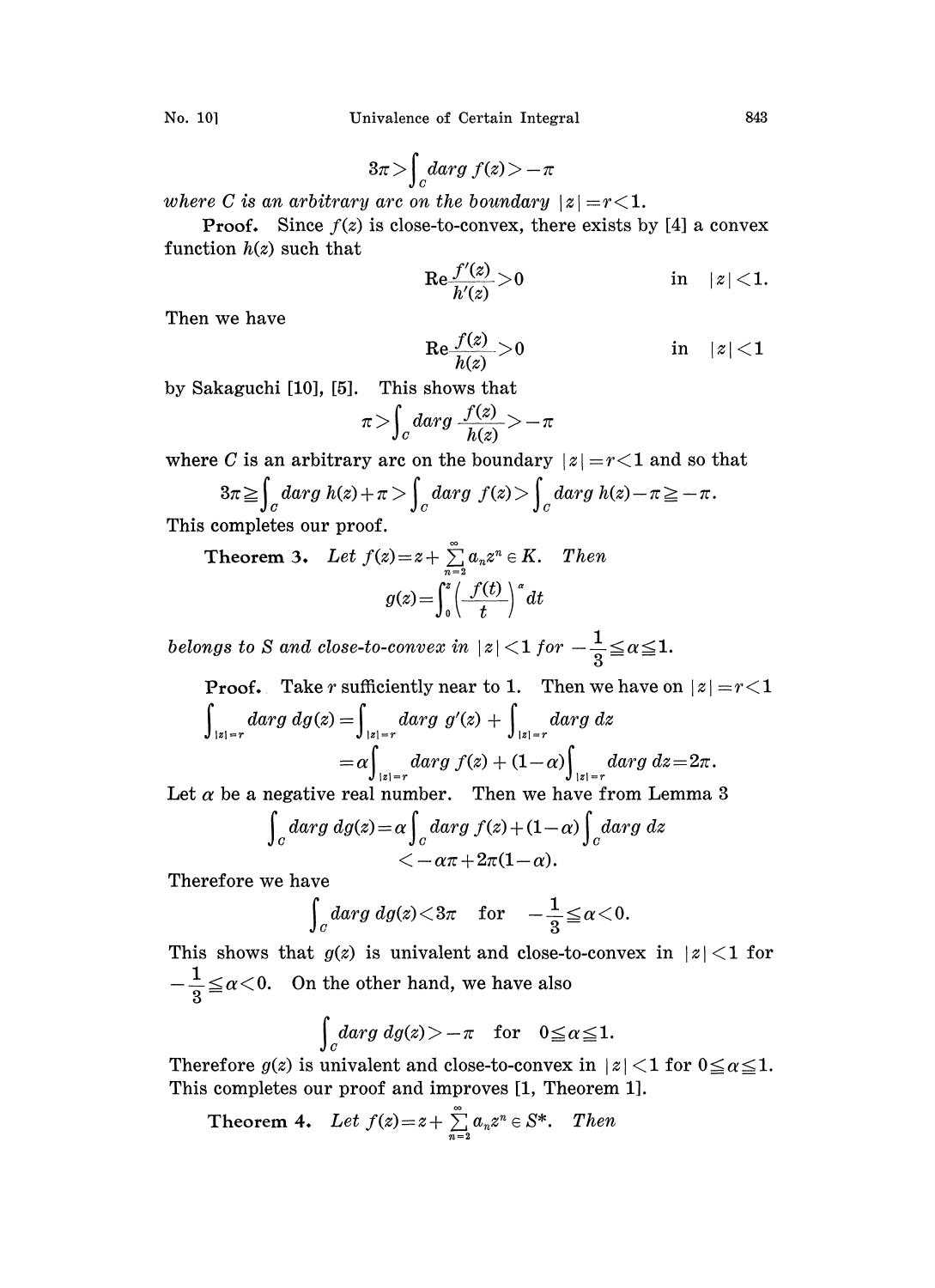$$3\pi > \int_C darg\, f(z) > -\pi$$

*where $C$ is an arbitrary arc on the boundary $|z|=r<1$.*

**Proof.** Since $f(z)$ is close-to-convex, there exists by [4] a convex function $h(z)$ such that

$$\mathrm{Re}\frac{f'(z)}{h'(z)} > 0 \qquad \text{in} \quad |z|<1.$$

Then we have

$$\mathrm{Re}\frac{f(z)}{h(z)} > 0 \qquad \text{in} \quad |z|<1$$

by Sakaguchi [10], [5]. This shows that

$$\pi > \int_C darg\, \frac{f(z)}{h(z)} > -\pi$$

where $C$ is an arbitrary arc on the boundary $|z|=r<1$ and so that

$$3\pi \geqq \int_C darg\, h(z) + \pi > \int_C darg\, f(z) > \int_C darg\, h(z) - \pi \geqq -\pi.$$

This completes our proof.

**Theorem 3.** *Let $f(z) = z + \sum_{n=2}^{\infty} a_n z^n \in K$. Then*

$$g(z) = \int_0^z \left(\frac{f(t)}{t}\right)^{\alpha} dt$$

*belongs to $S$ and close-to-convex in $|z|<1$ for $-\frac{1}{3} \leqq \alpha \leqq 1$.*

**Proof.** Take $r$ sufficiently near to 1. Then we have on $|z|=r<1$

$$\begin{aligned}\int_{|z|=r} darg\, dg(z) &= \int_{|z|=r} darg\, g'(z) + \int_{|z|=r} darg\, dz \\ &= \alpha \int_{|z|=r} darg\, f(z) + (1-\alpha)\int_{|z|=r} darg\, dz = 2\pi.\end{aligned}$$

Let $\alpha$ be a negative real number. Then we have from Lemma 3

$$\begin{aligned}\int_C darg\, dg(z) &= \alpha \int_C darg\, f(z) + (1-\alpha)\int_C darg\, dz \\ &< -\alpha\pi + 2\pi(1-\alpha).\end{aligned}$$

Therefore we have

$$\int_C darg\, dg(z) < 3\pi \quad \text{for} \quad -\frac{1}{3} \leqq \alpha < 0.$$

This shows that $g(z)$ is univalent and close-to-convex in $|z|<1$ for $-\frac{1}{3} \leqq \alpha < 0$. On the other hand, we have also

$$\int_C darg\, dg(z) > -\pi \quad \text{for} \quad 0 \leqq \alpha \leqq 1.$$

Therefore $g(z)$ is univalent and close-to-convex in $|z|<1$ for $0 \leqq \alpha \leqq 1$. This completes our proof and improves [1, Theorem 1].

**Theorem 4.** *Let $f(z) = z + \sum_{n=2}^{\infty} a_n z^n \in S^*$. Then*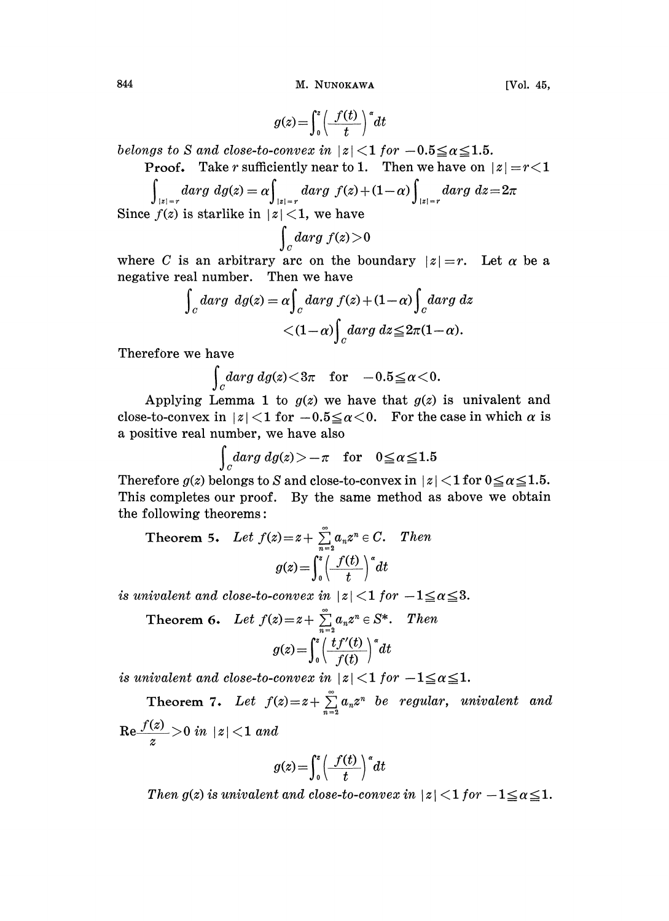$$g(z)=\int_0^z\left(\frac{f(t)}{t}\right)^{\alpha}dt$$

*belongs to $S$ and close-to-convex in $|z|<1$ for $-0.5\leqq\alpha\leqq1.5$.*

**Proof.** Take $r$ sufficiently near to 1. Then we have on $|z|=r<1$

$$\int_{|z|=r} darg\ dg(z)=\alpha\int_{|z|=r} darg\ f(z)+(1-\alpha)\int_{|z|=r} darg\ dz=2\pi$$

Since $f(z)$ is starlike in $|z|<1$, we have

$$\int_C darg\ f(z)>0$$

where $C$ is an arbitrary arc on the boundary $|z|=r$. Let $\alpha$ be a negative real number. Then we have

$$\int_C darg\ dg(z)=\alpha\int_C darg\ f(z)+(1-\alpha)\int_C darg\ dz$$
$$<(1-\alpha)\int_C darg\ dz\leqq 2\pi(1-\alpha).$$

Therefore we have

$$\int_C darg\ dg(z)<3\pi \quad \text{for} \quad -0.5\leqq\alpha<0.$$

Applying Lemma 1 to $g(z)$ we have that $g(z)$ is univalent and close-to-convex in $|z|<1$ for $-0.5\leqq\alpha<0$. For the case in which $\alpha$ is a positive real number, we have also

$$\int_C darg\ dg(z)>-\pi \quad \text{for} \quad 0\leqq\alpha\leqq1.5$$

Therefore $g(z)$ belongs to $S$ and close-to-convex in $|z|<1$ for $0\leqq\alpha\leqq1.5$. This completes our proof. By the same method as above we obtain the following theorems:

**Theorem 5.** *Let $f(z)=z+\sum_{n=2}^{\infty}a_nz^n\in C$. Then*

$$g(z)=\int_0^z\left(\frac{f(t)}{t}\right)^{\alpha}dt$$

*is univalent and close-to-convex in $|z|<1$ for $-1\leqq\alpha\leqq3$.*

**Theorem 6.** *Let $f(z)=z+\sum_{n=2}^{\infty}a_nz^n\in S^*$. Then*

$$g(z)=\int_0^z\left(\frac{tf'(t)}{f(t)}\right)^{\alpha}dt$$

*is univalent and close-to-convex in $|z|<1$ for $-1\leqq\alpha\leqq1$.*

**Theorem 7.** *Let $f(z)=z+\sum_{n=2}^{\infty}a_nz^n$ be regular, univalent and $\mathrm{Re}\frac{f(z)}{z}>0$ in $|z|<1$ and*

$$g(z)=\int_0^z\left(\frac{f(t)}{t}\right)^{\alpha}dt$$

*Then $g(z)$ is univalent and close-to-convex in $|z|<1$ for $-1\leqq\alpha\leqq1$.*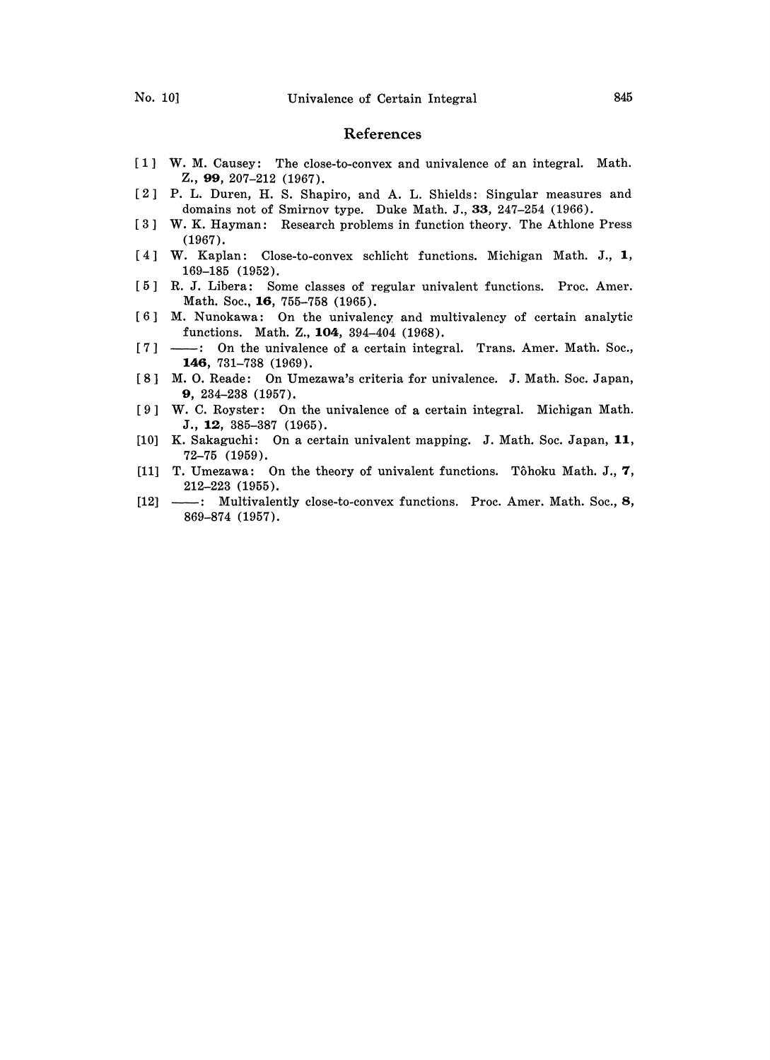## References

[1] W. M. Causey: The close-to-convex and univalence of an integral. Math. Z., **99**, 207–212 (1967).

[2] P. L. Duren, H. S. Shapiro, and A. L. Shields: Singular measures and domains not of Smirnov type. Duke Math. J., **33**, 247–254 (1966).

[3] W. K. Hayman: Research problems in function theory. The Athlone Press (1967).

[4] W. Kaplan: Close-to-convex schlicht functions. Michigan Math. J., **1**, 169–185 (1952).

[5] R. J. Libera: Some classes of regular univalent functions. Proc. Amer. Math. Soc., **16**, 755–758 (1965).

[6] M. Nunokawa: On the univalency and multivalency of certain analytic functions. Math. Z., **104**, 394–404 (1968).

[7] ——: On the univalence of a certain integral. Trans. Amer. Math. Soc., **146**, 731–738 (1969).

[8] M. O. Reade: On Umezawa's criteria for univalence. J. Math. Soc. Japan, **9**, 234–238 (1957).

[9] W. C. Royster: On the univalence of a certain integral. Michigan Math. J., **12**, 385–387 (1965).

[10] K. Sakaguchi: On a certain univalent mapping. J. Math. Soc. Japan, **11**, 72–75 (1959).

[11] T. Umezawa: On the theory of univalent functions. Tôhoku Math. J., **7**, 212–223 (1955).

[12] ——: Multivalently close-to-convex functions. Proc. Amer. Math. Soc., **8**, 869–874 (1957).